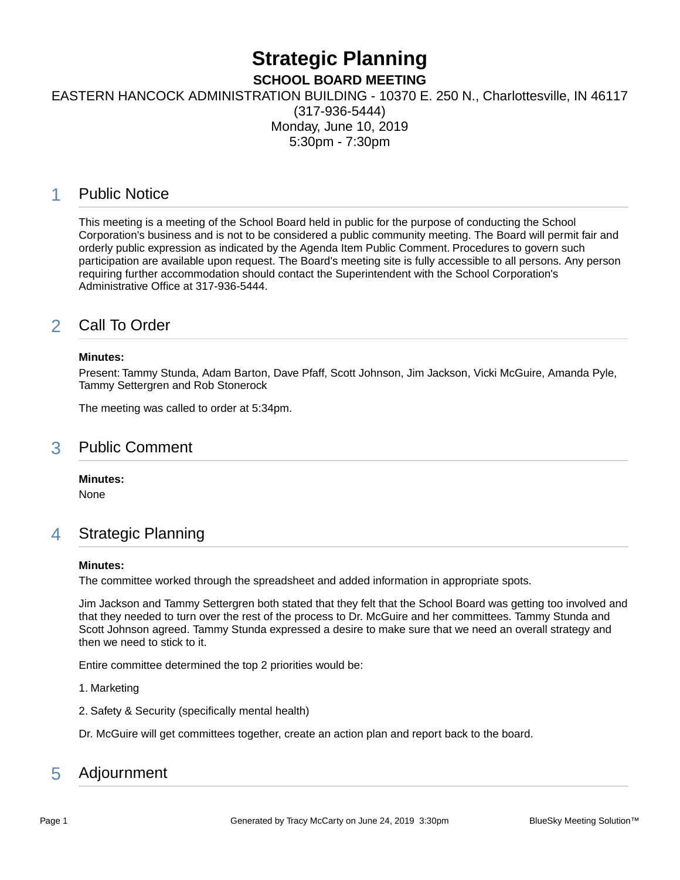# Strategic Planning

**SCHOOL BOARD MEETING**

EASTERN HANCOCK ADMINISTRATION BUILDING - 10370 E. 250 N., Charlottesville, IN 46117
(317-936-5444)
Monday, June 10, 2019
5:30pm - 7:30pm

## 1 Public Notice

This meeting is a meeting of the School Board held in public for the purpose of conducting the School Corporation's business and is not to be considered a public community meeting. The Board will permit fair and orderly public expression as indicated by the Agenda Item Public Comment. Procedures to govern such participation are available upon request. The Board's meeting site is fully accessible to all persons. Any person requiring further accommodation should contact the Superintendent with the School Corporation's Administrative Office at 317-936-5444.

## 2 Call To Order

**Minutes:**

Present: Tammy Stunda, Adam Barton, Dave Pfaff, Scott Johnson, Jim Jackson, Vicki McGuire, Amanda Pyle, Tammy Settergren and Rob Stonerock

The meeting was called to order at 5:34pm.

## 3 Public Comment

**Minutes:**

None

## 4 Strategic Planning

**Minutes:**

The committee worked through the spreadsheet and added information in appropriate spots.

Jim Jackson and Tammy Settergren both stated that they felt that the School Board was getting too involved and that they needed to turn over the rest of the process to Dr. McGuire and her committees. Tammy Stunda and Scott Johnson agreed. Tammy Stunda expressed a desire to make sure that we need an overall strategy and then we need to stick to it.

Entire committee determined the top 2 priorities would be:

1. Marketing

2. Safety & Security (specifically mental health)

Dr. McGuire will get committees together, create an action plan and report back to the board.

## 5 Adjournment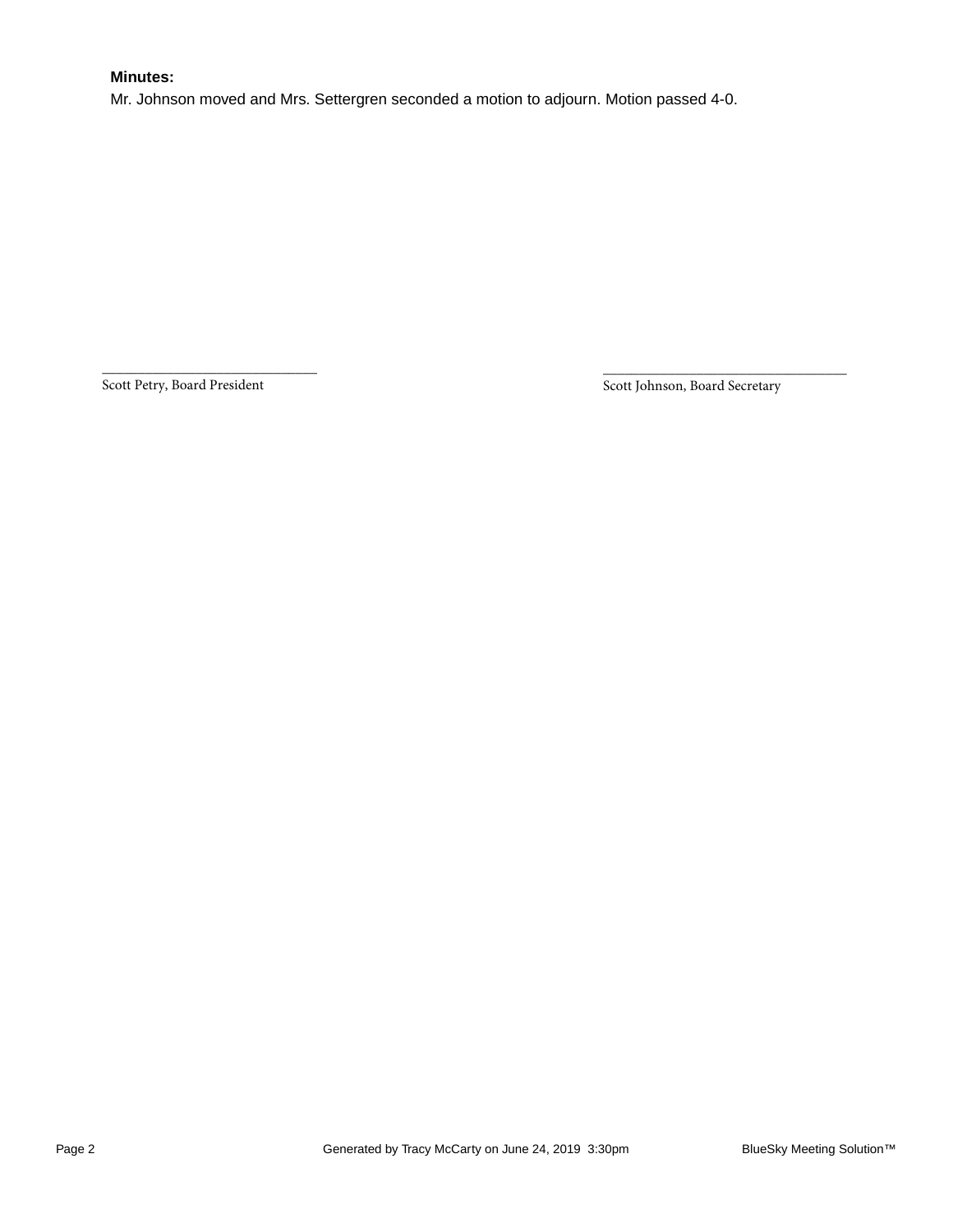**Minutes:**

Mr. Johnson moved and Mrs. Settergren seconded a motion to adjourn. Motion passed 4-0.

| | |
|---|---|
| _______________________________ | _______________________________ |
| Scott Petry, Board President | Scott Johnson, Board Secretary |